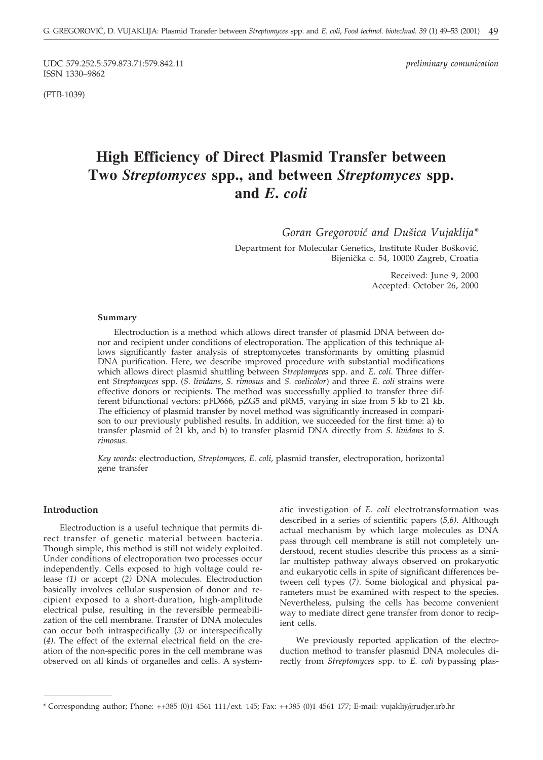UDC 579.252.5:579.873.71:579.842.11
ISSN 1330–9862

*preliminary comunication*

(FTB-1039)

# High Efficiency of Direct Plasmid Transfer between Two *Streptomyces* spp., and between *Streptomyces* spp. and *E. coli*

*Goran Gregorović and Dušica Vujaklija\**

Department for Molecular Genetics, Institute Ruđer Bošković, Bijenička c. 54, 10000 Zagreb, Croatia

Received: June 9, 2000
Accepted: October 26, 2000

### Summary

Electroduction is a method which allows direct transfer of plasmid DNA between donor and recipient under conditions of electroporation. The application of this technique allows significantly faster analysis of streptomycetes transformants by omitting plasmid DNA purification. Here, we describe improved procedure with substantial modifications which allows direct plasmid shuttling between *Streptomyces* spp. and *E. coli*. Three different *Streptomyces* spp. (*S. lividans*, *S. rimosus* and *S. coelicolor*) and three *E. coli* strains were effective donors or recipients. The method was successfully applied to transfer three different bifunctional vectors: pFD666, pZG5 and pRM5, varying in size from 5 kb to 21 kb. The efficiency of plasmid transfer by novel method was significantly increased in comparison to our previously published results. In addition, we succeeded for the first time: a) to transfer plasmid of 21 kb, and b) to transfer plasmid DNA directly from *S. lividans* to *S. rimosus*.

*Key words*: electroduction, *Streptomyces*, *E. coli*, plasmid transfer, electroporation, horizontal gene transfer

### Introduction

Electroduction is a useful technique that permits direct transfer of genetic material between bacteria. Though simple, this method is still not widely exploited. Under conditions of electroporation two processes occur independently. Cells exposed to high voltage could release *(1)* or accept (*2)* DNA molecules. Electroduction basically involves cellular suspension of donor and recipient exposed to a short-duration, high-amplitude electrical pulse, resulting in the reversible permeabilization of the cell membrane. Transfer of DNA molecules can occur both intraspecifically (*3)* or interspecifically (*4)*. The effect of the external electrical field on the creation of the non-specific pores in the cell membrane was observed on all kinds of organelles and cells. A systematic investigation of *E. coli* electrotransformation was described in a series of scientific papers (*5,6)*. Although actual mechanism by which large molecules as DNA pass through cell membrane is still not completely understood, recent studies describe this process as a similar multistep pathway always observed on prokaryotic and eukaryotic cells in spite of significant differences between cell types (*7)*. Some biological and physical parameters must be examined with respect to the species. Nevertheless, pulsing the cells has become convenient way to mediate direct gene transfer from donor to recipient cells.

We previously reported application of the electroduction method to transfer plasmid DNA molecules directly from *Streptomyces* spp. to *E. coli* bypassing plas-

\* Corresponding author; Phone: ++385 (0)1 4561 111/ext. 145; Fax: ++385 (0)1 4561 177; E-mail: vujaklij@rudjer.irb.hr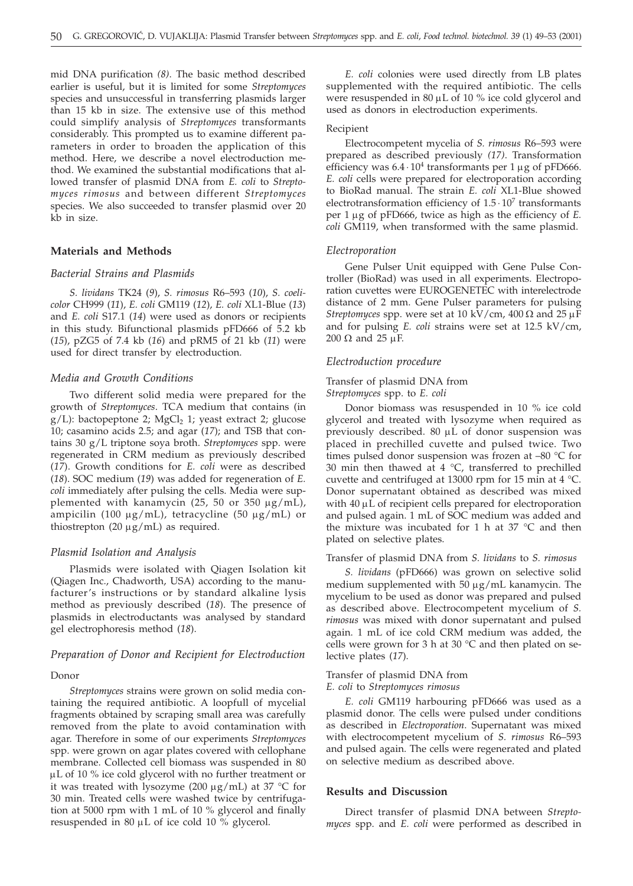mid DNA purification *(8)*. The basic method described earlier is useful, but it is limited for some *Streptomyces* species and unsuccessful in transferring plasmids larger than 15 kb in size. The extensive use of this method could simplify analysis of *Streptomyces* transformants considerably. This prompted us to examine different parameters in order to broaden the application of this method. Here, we describe a novel electroduction method. We examined the substantial modifications that allowed transfer of plasmid DNA from *E. coli* to *Streptomyces rimosus* and between different *Streptomyces* species. We also succeeded to transfer plasmid over 20 kb in size.

## Materials and Methods

### *Bacterial Strains and Plasmids*

*S. lividans* TK24 (*9*), *S. rimosus* R6–593 (*10*), *S. coelicolor* CH999 (*11*), *E. coli* GM119 (*12*), *E. coli* XL1-Blue (*13*) and *E. coli* S17.1 (*14*) were used as donors or recipients in this study. Bifunctional plasmids pFD666 of 5.2 kb (*15*), pZG5 of 7.4 kb (*16*) and pRM5 of 21 kb (*11*) were used for direct transfer by electroduction.

### *Media and Growth Conditions*

Two different solid media were prepared for the growth of *Streptomyces*. TCA medium that contains (in g/L): bactopeptone 2; $MgCl_2$ 1; yeast extract 2; glucose 10; casamino acids 2.5; and agar (*17*); and TSB that contains 30 g/L triptone soya broth. *Streptomyces* spp. were regenerated in CRM medium as previously described (*17*). Growth conditions for *E. coli* were as described (*18*). SOC medium (*19*) was added for regeneration of *E. coli* immediately after pulsing the cells. Media were supplemented with kanamycin (25, 50 or 350 μg/mL), ampicilin (100 μg/mL), tetracycline (50 μg/mL) or thiostrepton (20 μg/mL) as required.

### *Plasmid Isolation and Analysis*

Plasmids were isolated with Qiagen Isolation kit (Qiagen Inc., Chadworth, USA) according to the manufacturer's instructions or by standard alkaline lysis method as previously described (*18*). The presence of plasmids in electroductants was analysed by standard gel electrophoresis method (*18*).

### *Preparation of Donor and Recipient for Electroduction*

#### Donor

*Streptomyces* strains were grown on solid media containing the required antibiotic. A loopfull of mycelial fragments obtained by scraping small area was carefully removed from the plate to avoid contamination with agar. Therefore in some of our experiments *Streptomyces* spp. were grown on agar plates covered with cellophane membrane. Collected cell biomass was suspended in 80 μL of 10 % ice cold glycerol with no further treatment or it was treated with lysozyme (200 μg/mL) at 37 °C for 30 min. Treated cells were washed twice by centrifugation at 5000 rpm with 1 mL of 10 % glycerol and finally resuspended in 80 μL of ice cold 10 % glycerol.

*E. coli* colonies were used directly from LB plates supplemented with the required antibiotic. The cells were resuspended in 80 μL of 10 % ice cold glycerol and used as donors in electroduction experiments.

#### Recipient

Electrocompetent mycelia of *S. rimosus* R6–593 were prepared as described previously *(17)*. Transformation efficiency was $6.4 \cdot 10^4$ transformants per 1 μg of pFD666. *E. coli* cells were prepared for electroporation according to BioRad manual. The strain *E. coli* XL1-Blue showed electrotransformation efficiency of $1.5 \cdot 10^7$ transformants per 1 μg of pFD666, twice as high as the efficiency of *E. coli* GM119, when transformed with the same plasmid.

### *Electroporation*

Gene Pulser Unit equipped with Gene Pulse Controller (BioRad) was used in all experiments. Electroporation cuvettes were EUROGENETEC with interelectrode distance of 2 mm. Gene Pulser parameters for pulsing *Streptomyces* spp. were set at 10 kV/cm, 400 Ω and 25 μF and for pulsing *E. coli* strains were set at 12.5 kV/cm, 200 Ω and 25 μF.

### *Electroduction procedure*

#### Transfer of plasmid DNA from *Streptomyces* spp. to *E. coli*

Donor biomass was resuspended in 10 % ice cold glycerol and treated with lysozyme when required as previously described. 80 μL of donor suspension was placed in prechilled cuvette and pulsed twice. Two times pulsed donor suspension was frozen at –80 °C for 30 min then thawed at 4 °C, transferred to prechilled cuvette and centrifuged at 13000 rpm for 15 min at 4 °C. Donor supernatant obtained as described was mixed with 40 μL of recipient cells prepared for electroporation and pulsed again. 1 mL of SOC medium was added and the mixture was incubated for 1 h at 37 °C and then plated on selective plates.

#### Transfer of plasmid DNA from *S. lividans* to *S. rimosus*

*S. lividans* (pFD666) was grown on selective solid medium supplemented with 50 μg/mL kanamycin. The mycelium to be used as donor was prepared and pulsed as described above. Electrocompetent mycelium of *S. rimosus* was mixed with donor supernatant and pulsed again. 1 mL of ice cold CRM medium was added, the cells were grown for 3 h at 30 °C and then plated on selective plates (*17*).

#### Transfer of plasmid DNA from *E. coli* to *Streptomyces rimosus*

*E. coli* GM119 harbouring pFD666 was used as a plasmid donor. The cells were pulsed under conditions as described in *Electroporation*. Supernatant was mixed with electrocompetent mycelium of *S. rimosus* R6–593 and pulsed again. The cells were regenerated and plated on selective medium as described above.

## Results and Discussion

Direct transfer of plasmid DNA between *Streptomyces* spp. and *E. coli* were performed as described in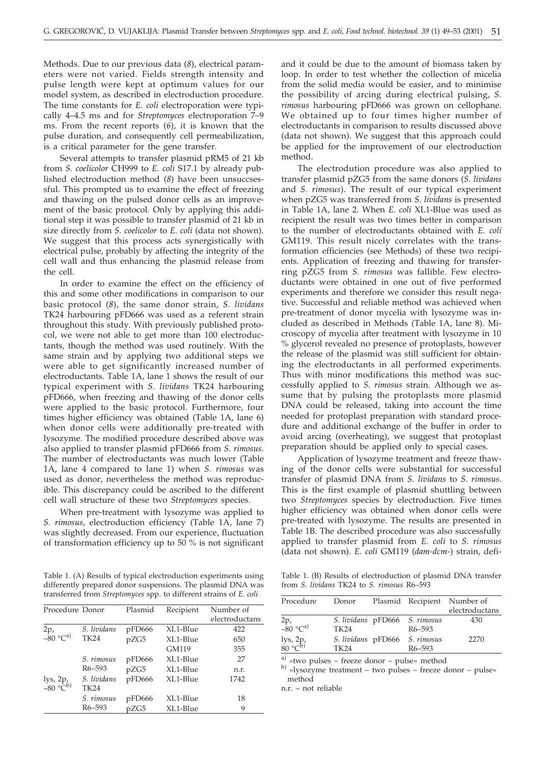Methods. Due to our previous data (*8*), electrical parameters were not varied. Fields strength intensity and pulse length were kept at optimum values for our model system, as described in electroduction procedure. The time constants for *E. coli* electroporation were typically 4–4.5 ms and for *Streptomyces* electroporation 7–9 ms. From the recent reports (*6*), it is known that the pulse duration, and consequently cell permeabilization, is a critical parameter for the gene transfer.

Several attempts to transfer plasmid pRM5 of 21 kb from *S. coelicolor* CH999 to *E. coli* S17.1 by already published electroduction method (*8*) have been unsuccsessful. This prompted us to examine the effect of freezing and thawing on the pulsed donor cells as an improvement of the basic protocol. Only by applying this additional step it was possible to transfer plasmid of 21 kb in size directly from *S. coelicolor* to *E. coli* (data not shown). We suggest that this process acts synergistically with electrical pulse, probably by affecting the integrity of the cell wall and thus enhancing the plasmid release from the cell.

In order to examine the effect on the efficiency of this and some other modifications in comparison to our basic protocol (*8*), the same donor strain, *S. lividans* TK24 harbouring pFD666 was used as a referent strain throughout this study. With previously published protocol, we were not able to get more than 100 electroductants, though the method was used routinely. With the same strain and by applying two additional steps we were able to get significantly increased number of electroductants. Table 1A, lane 1 shows the result of our typical experiment with *S. lividans* TK24 harbouring pFD666, when freezing and thawing of the donor cells were applied to the basic protocol. Furthermore, four times higher efficiency was obtained (Table 1A, lane 6) when donor cells were additionally pre-treated with lysozyme. The modified procedure described above was also applied to transfer plasmid pFD666 from *S. rimosus*. The number of electroductants was much lower (Table 1A, lane 4 compared to lane 1) when *S. rimosus* was used as donor, nevertheless the method was reproducible. This discrepancy could be ascribed to the different cell wall structure of these two *Streptomyces* species.

When pre-treatment with lysozyme was applied to *S. rimosus*, electroduction efficiency (Table 1A, lane 7) was slightly decreased. From our experience, fluctuation of transformation efficiency up to 50 % is not significant and it could be due to the amount of biomass taken by loop. In order to test whether the collection of micelia from the solid media would be easier, and to minimise the possibility of arcing during electrical pulsing, *S. rimosus* harbouring pFD666 was grown on cellophane. We obtained up to four times higher number of electroductants in comparison to results discussed above (data not shown). We suggest that this approach could be applied for the improvement of our electroduction method.

The electrodution procedure was also applied to transfer plasmid pZG5 from the same donors (*S. lividans* and *S. rimosus*). The result of our typical experiment when pZG5 was transferred from *S. lividans* is presented in Table 1A, lane 2. When *E. coli* XL1-Blue was used as recipient the result was two times better in comparison to the number of electroductants obtained with *E. coli* GM119. This result nicely correlates with the transformation efficiencies (see Methods) of these two recipients. Application of freezing and thawing for transferring pZG5 from *S. rimosus* was fallible. Few electroductants were obtained in one out of five performed experiments and therefore we consider this result negative. Successful and reliable method was achieved when pre-treatment of donor mycelia with lysozyme was included as described in Methods (Table 1A, lane 8). Microscopy of mycelia after treatment with lysozyme in 10 % glycerol revealed no presence of protoplasts, however the release of the plasmid was still sufficient for obtaining the electroductants in all performed experiments. Thus with minor modifications this method was successfully applied to *S. rimosus* strain. Although we assume that by pulsing the protoplasts more plasmid DNA could be released, taking into account the time needed for protoplast preparation with standard procedure and additional exchange of the buffer in order to avoid arcing (overheating), we suggest that protoplast preparation should be applied only to special cases.

Application of lysozyme treatment and freeze thawing of the donor cells were substantial for successful transfer of plasmid DNA from *S. lividans* to *S. rimosus*. This is the first example of plasmid shuttling between two *Streptomyces* species by electroduction. Five times higher efficiency was obtained when donor cells were pre-treated with lysozyme. The results are presented in Table 1B. The described procedure was also successfully applied to transfer plasmid from *E. coli* to *S. rimosus* (data not shown). *E. coli* GM119 (*dam-dcm-*) strain, defi-

Table 1. (A) Results of typical electroduction experiments using differently prepared donor suspensions. The plasmid DNA was transferred from *Streptomyces* spp. to different strains of *E. coli*

| Procedure | Donor | Plasmid | Recipient | Number of electroductans |
|---|---|---|---|---|
| 2p, –80 °C[a] | *S. lividans* TK24 | pFD666 | XL1-Blue | 422 |
| | | pZG5 | XL1-Blue | 650 |
| | | | GM119 | 355 |
| | *S. rimosus* R6–593 | pFD666 | XL1-Blue | 27 |
| | | pZG5 | XL1-Blue | n.r. |
| lys, 2p, –80 °C[b] | *S. lividans* TK24 | pFD666 | XL1-Blue | 1742 |
| | *S. rimosus* R6–593 | pFD666 | XL1-Blue | 18 |
| | | pZG5 | XL1-Blue | 9 |

Table 1. (B) Results of electroduction of plasmid DNA transfer from *S. lividans* TK24 to *S. rimosus* R6–593

| Procedure | Donor | Plasmid | Recipient | Number of electroductans |
|---|---|---|---|---|
| 2p, –80 °C[a] | *S. lividans* TK24 | pFD666 | *S. rimosus* R6–593 | 430 |
| lys, 2p, 80 °C[b] | *S. lividans* TK24 | pFD666 | *S. rimosus* R6–593 | 2270 |

[a] »two pulses – freeze donor – pulse« method

[b] »lysozyme treatment – two pulses – freeze donor – pulse« method

n.r. – not reliable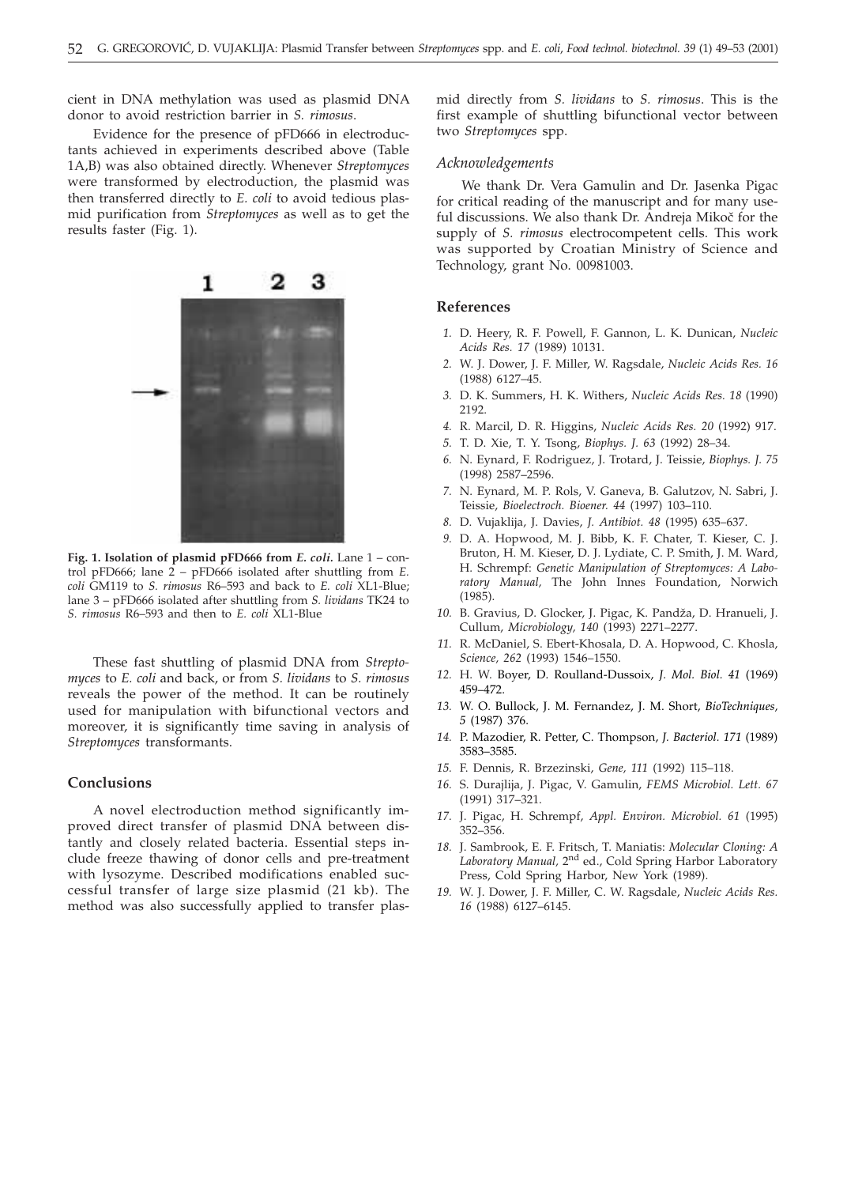cient in DNA methylation was used as plasmid DNA donor to avoid restriction barrier in *S. rimosus*.

Evidence for the presence of pFD666 in electroductants achieved in experiments described above (Table 1A,B) was also obtained directly. Whenever *Streptomyces* were transformed by electroduction, the plasmid was then transferred directly to *E. coli* to avoid tedious plasmid purification from *Streptomyces* as well as to get the results faster (Fig. 1).

**Fig. 1. Isolation of plasmid pFD666 from *E. coli*.** Lane 1 – control pFD666; lane 2 – pFD666 isolated after shuttling from *E. coli* GM119 to *S. rimosus* R6–593 and back to *E. coli* XL1-Blue; lane 3 – pFD666 isolated after shuttling from *S. lividans* TK24 to *S. rimosus* R6–593 and then to *E. coli* XL1-Blue

These fast shuttling of plasmid DNA from *Streptomyces* to *E. coli* and back, or from *S. lividans* to *S. rimosus* reveals the power of the method. It can be routinely used for manipulation with bifunctional vectors and moreover, it is significantly time saving in analysis of *Streptomyces* transformants.

## Conclusions

A novel electroduction method significantly improved direct transfer of plasmid DNA between distantly and closely related bacteria. Essential steps include freeze thawing of donor cells and pre-treatment with lysozyme. Described modifications enabled successful transfer of large size plasmid (21 kb). The method was also successfully applied to transfer plasmid directly from *S. lividans* to *S. rimosus*. This is the first example of shuttling bifunctional vector between two *Streptomyces* spp.

### *Acknowledgements*

We thank Dr. Vera Gamulin and Dr. Jasenka Pigac for critical reading of the manuscript and for many useful discussions. We also thank Dr. Andreja Mikoč for the supply of *S. rimosus* electrocompetent cells. This work was supported by Croatian Ministry of Science and Technology, grant No. 00981003.

## References

1. D. Heery, R. F. Powell, F. Gannon, L. K. Dunican, *Nucleic Acids Res. 17* (1989) 10131.
2. W. J. Dower, J. F. Miller, W. Ragsdale, *Nucleic Acids Res. 16* (1988) 6127–45.
3. D. K. Summers, H. K. Withers, *Nucleic Acids Res. 18* (1990) 2192.
4. R. Marcil, D. R. Higgins, *Nucleic Acids Res. 20* (1992) 917.
5. T. D. Xie, T. Y. Tsong, *Biophys. J. 63* (1992) 28–34.
6. N. Eynard, F. Rodriguez, J. Trotard, J. Teissie, *Biophys. J. 75* (1998) 2587–2596.
7. N. Eynard, M. P. Rols, V. Ganeva, B. Galutzov, N. Sabri, J. Teissie, *Bioelectroch. Bioener. 44* (1997) 103–110.
8. D. Vujaklija, J. Davies, *J. Antibiot. 48* (1995) 635–637.
9. D. A. Hopwood, M. J. Bibb, K. F. Chater, T. Kieser, C. J. Bruton, H. M. Kieser, D. J. Lydiate, C. P. Smith, J. M. Ward, H. Schrempf: *Genetic Manipulation of Streptomyces: A Laboratory Manual*, The John Innes Foundation, Norwich (1985).
10. B. Gravius, D. Glocker, J. Pigac, K. Pandža, D. Hranueli, J. Cullum, *Microbiology, 140* (1993) 2271–2277.
11. R. McDaniel, S. Ebert-Khosala, D. A. Hopwood, C. Khosla, *Science, 262* (1993) 1546–1550.
12. H. W. Boyer, D. Roulland-Dussoix, *J. Mol. Biol. 41* (1969) 459–472.
13. W. O. Bullock, J. M. Fernandez, J. M. Short, *BioTechniques, 5* (1987) 376.
14. P. Mazodier, R. Petter, C. Thompson, *J. Bacteriol. 171* (1989) 3583–3585.
15. F. Dennis, R. Brzezinski, *Gene, 111* (1992) 115–118.
16. S. Durajlija, J. Pigac, V. Gamulin, *FEMS Microbiol. Lett. 67* (1991) 317–321.
17. J. Pigac, H. Schrempf, *Appl. Environ. Microbiol. 61* (1995) 352–356.
18. J. Sambrook, E. F. Fritsch, T. Maniatis: *Molecular Cloning: A Laboratory Manual*, 2nd ed., Cold Spring Harbor Laboratory Press, Cold Spring Harbor, New York (1989).
19. W. J. Dower, J. F. Miller, C. W. Ragsdale, *Nucleic Acids Res. 16* (1988) 6127–6145.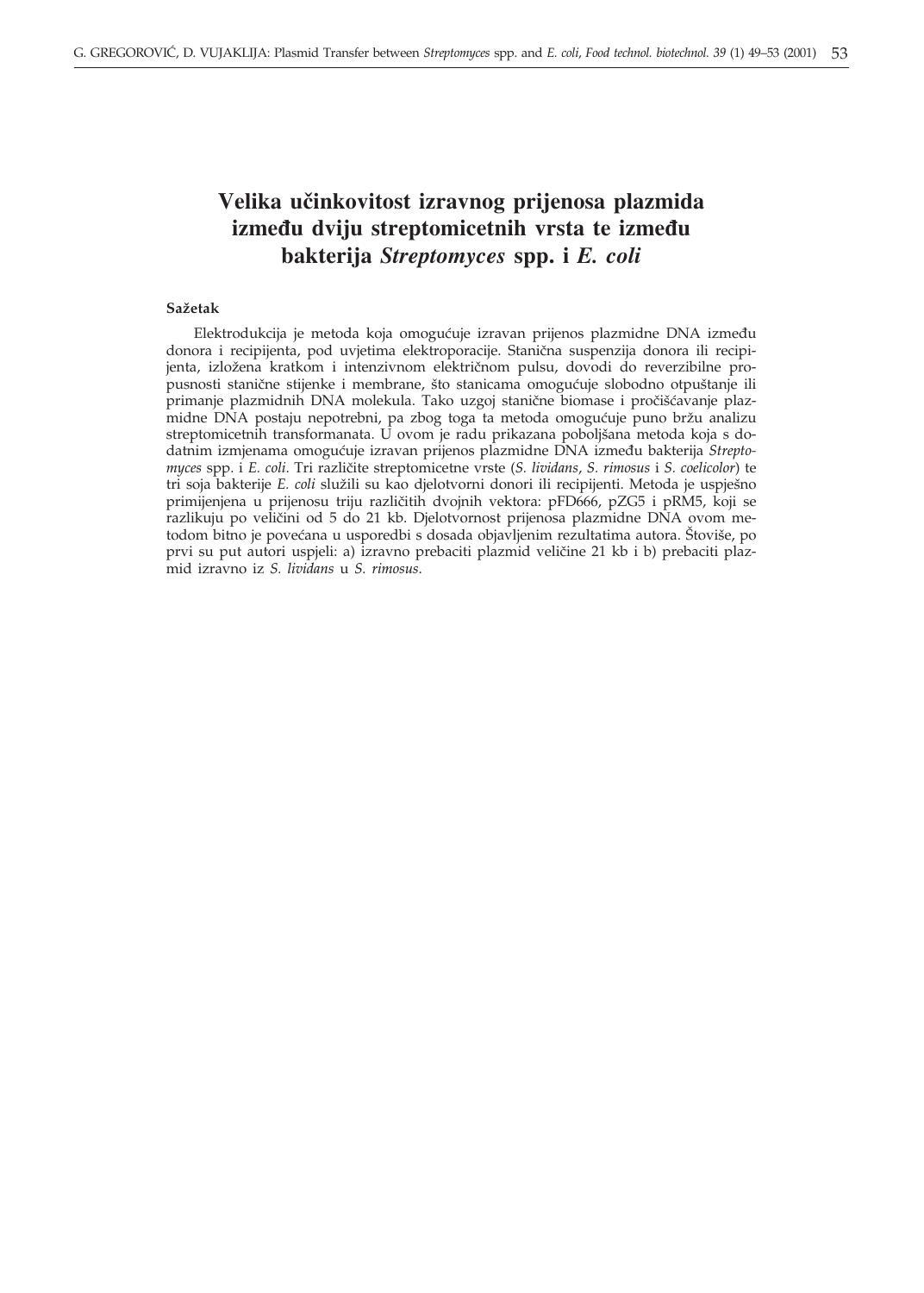# Velika učinkovitost izravnog prijenosa plazmida između dviju streptomicetnih vrsta te između bakterija *Streptomyces* spp. i *E. coli*

### Sažetak

Elektrodukcija je metoda koja omogućuje izravan prijenos plazmidne DNA između donora i recipijenta, pod uvjetima elektroporacije. Stanična suspenzija donora ili recipijenta, izložena kratkom i intenzivnom električnom pulsu, dovodi do reverzibilne propusnosti stanične stijenke i membrane, što stanicama omogućuje slobodno otpuštanje ili primanje plazmidnih DNA molekula. Tako uzgoj stanične biomase i pročišćavanje plazmidne DNA postaju nepotrebni, pa zbog toga ta metoda omogućuje puno bržu analizu streptomicetnih transformanata. U ovom je radu prikazana poboljšana metoda koja s dodatnim izmjenama omogućuje izravan prijenos plazmidne DNA između bakterija *Streptomyces* spp. i *E. coli*. Tri različite streptomicetne vrste (*S. lividans*, *S. rimosus* i *S. coelicolor*) te tri soja bakterije *E. coli* služili su kao djelotvorni donori ili recipijenti. Metoda je uspješno primijenjena u prijenosu triju različitih dvojnih vektora: pFD666, pZG5 i pRM5, koji se razlikuju po veličini od 5 do 21 kb. Djelotvornost prijenosa plazmidne DNA ovom metodom bitno je povećana u usporedbi s dosada objavljenim rezultatima autora. Štoviše, po prvi su put autori uspjeli: a) izravno prebaciti plazmid veličine 21 kb i b) prebaciti plazmid izravno iz *S. lividans* u *S. rimosus*.